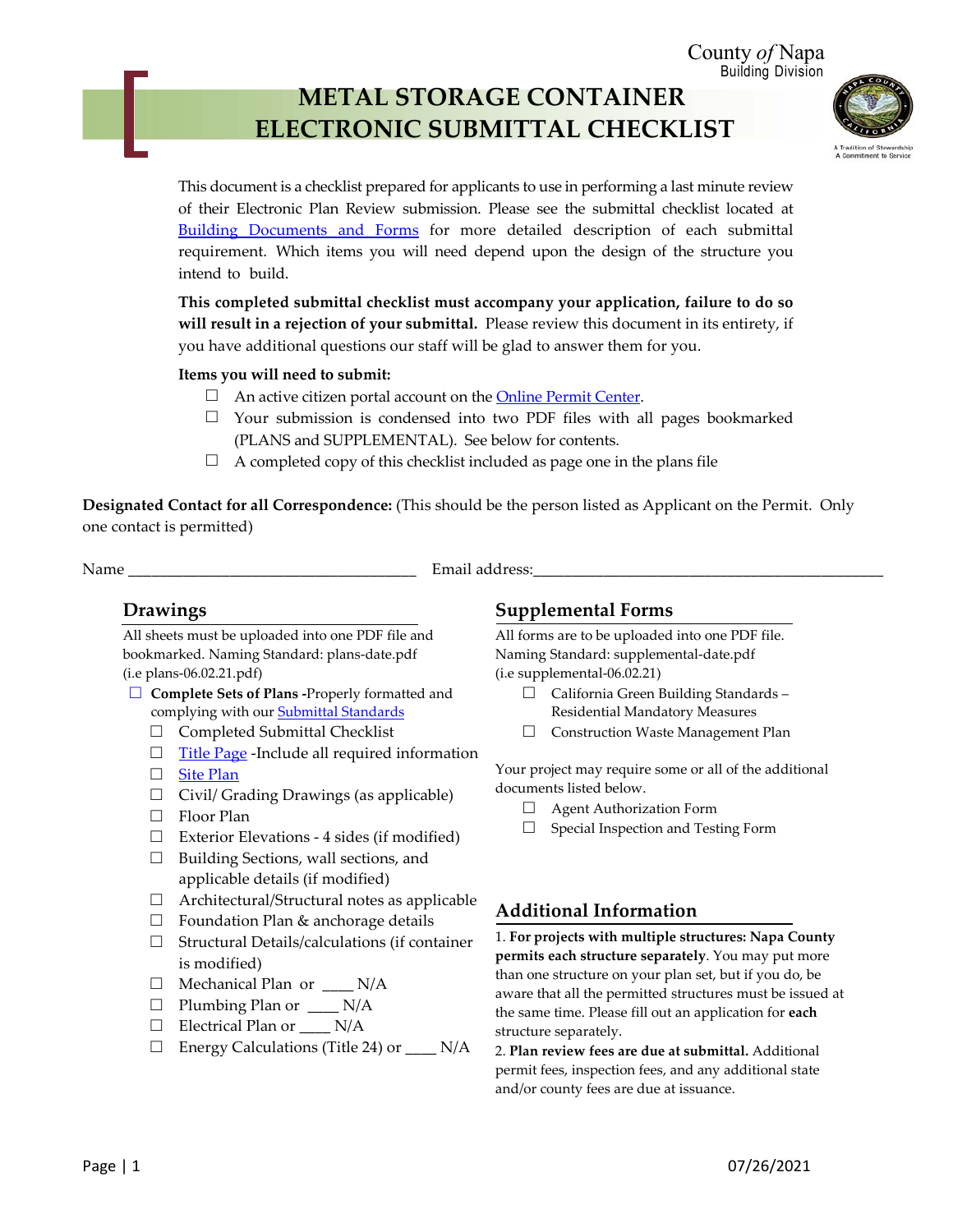County *of* Napa
Building Division

# METAL STORAGE CONTAINER ELECTRONIC SUBMITTAL CHECKLIST

This document is a checklist prepared for applicants to use in performing a last minute review of their Electronic Plan Review submission. Please see the submittal checklist located at Building Documents and Forms for more detailed description of each submittal requirement. Which items you will need depend upon the design of the structure you intend to build.

**This completed submittal checklist must accompany your application, failure to do so will result in a rejection of your submittal.** Please review this document in its entirety, if you have additional questions our staff will be glad to answer them for you.

**Items you will need to submit:**

- ☐ An active citizen portal account on the Online Permit Center.
- ☐ Your submission is condensed into two PDF files with all pages bookmarked (PLANS and SUPPLEMENTAL). See below for contents.
- ☐ A completed copy of this checklist included as page one in the plans file

**Designated Contact for all Correspondence:** (This should be the person listed as Applicant on the Permit. Only one contact is permitted)

Name ___________________________________ Email address:_____________________________________________

## Drawings

All sheets must be uploaded into one PDF file and bookmarked. Naming Standard: plans-date.pdf (i.e plans-06.02.21.pdf)

- ☐ **Complete Sets of Plans -**Properly formatted and complying with our Submittal Standards
  - ☐ Completed Submittal Checklist
  - ☐ Title Page -Include all required information
  - ☐ Site Plan
  - ☐ Civil/ Grading Drawings (as applicable)
  - ☐ Floor Plan
  - ☐ Exterior Elevations - 4 sides (if modified)
  - ☐ Building Sections, wall sections, and applicable details (if modified)
  - ☐ Architectural/Structural notes as applicable
  - ☐ Foundation Plan & anchorage details
  - ☐ Structural Details/calculations (if container is modified)
  - ☐ Mechanical Plan or ____ N/A
  - ☐ Plumbing Plan or ____ N/A
  - ☐ Electrical Plan or ____ N/A
  - ☐ Energy Calculations (Title 24) or ____ N/A

## Supplemental Forms

All forms are to be uploaded into one PDF file. Naming Standard: supplemental-date.pdf (i.e supplemental-06.02.21)

- ☐ California Green Building Standards – Residential Mandatory Measures
- ☐ Construction Waste Management Plan

Your project may require some or all of the additional documents listed below.

- ☐ Agent Authorization Form
- ☐ Special Inspection and Testing Form

## Additional Information

1. **For projects with multiple structures: Napa County permits each structure separately**. You may put more than one structure on your plan set, but if you do, be aware that all the permitted structures must be issued at the same time. Please fill out an application for **each** structure separately.
2. **Plan review fees are due at submittal.** Additional permit fees, inspection fees, and any additional state and/or county fees are due at issuance.

07/26/2021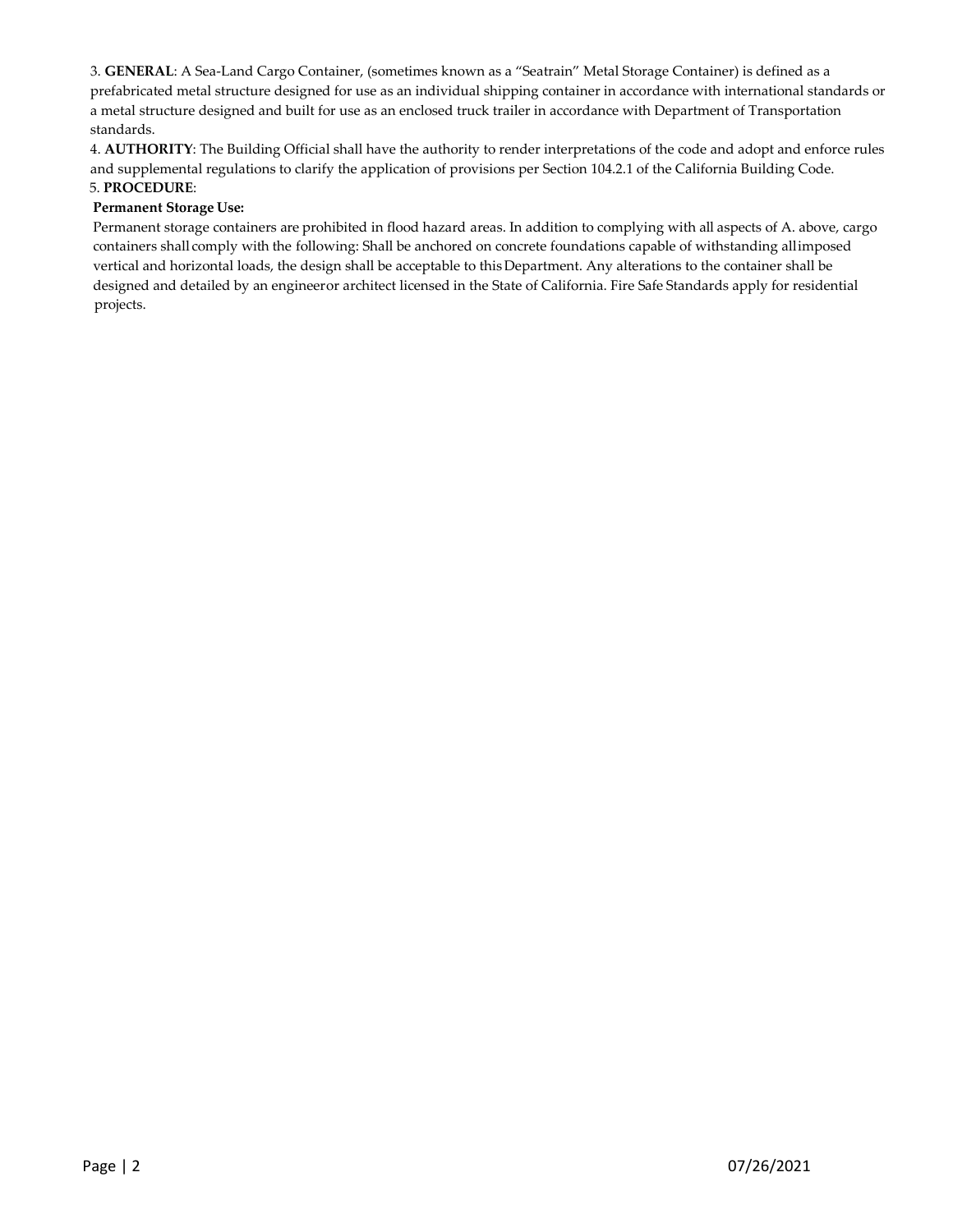3. **GENERAL**: A Sea-Land Cargo Container, (sometimes known as a "Seatrain" Metal Storage Container) is defined as a prefabricated metal structure designed for use as an individual shipping container in accordance with international standards or a metal structure designed and built for use as an enclosed truck trailer in accordance with Department of Transportation standards.

4. **AUTHORITY**: The Building Official shall have the authority to render interpretations of the code and adopt and enforce rules and supplemental regulations to clarify the application of provisions per Section 104.2.1 of the California Building Code.

5. **PROCEDURE**:

**Permanent Storage Use:**

Permanent storage containers are prohibited in flood hazard areas. In addition to complying with all aspects of A. above, cargo containers shall comply with the following: Shall be anchored on concrete foundations capable of withstanding all imposed vertical and horizontal loads, the design shall be acceptable to this Department. Any alterations to the container shall be designed and detailed by an engineer or architect licensed in the State of California. Fire Safe Standards apply for residential projects.